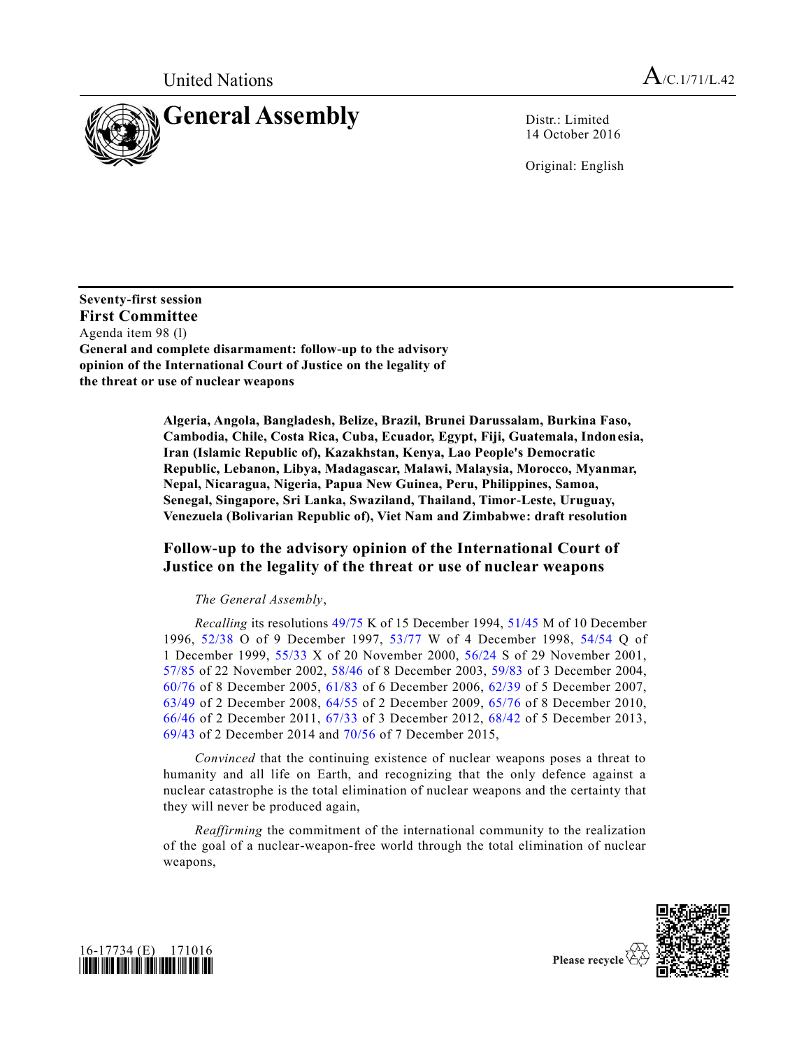United Nations A/C.1/71/L.42

# General Assembly

Distr.: Limited
14 October 2016

Original: English

**Seventy-first session**
**First Committee**
Agenda item 98 (l)
**General and complete disarmament: follow-up to the advisory opinion of the International Court of Justice on the legality of the threat or use of nuclear weapons**

**Algeria, Angola, Bangladesh, Belize, Brazil, Brunei Darussalam, Burkina Faso, Cambodia, Chile, Costa Rica, Cuba, Ecuador, Egypt, Fiji, Guatemala, Indonesia, Iran (Islamic Republic of), Kazakhstan, Kenya, Lao People's Democratic Republic, Lebanon, Libya, Madagascar, Malawi, Malaysia, Morocco, Myanmar, Nepal, Nicaragua, Nigeria, Papua New Guinea, Peru, Philippines, Samoa, Senegal, Singapore, Sri Lanka, Swaziland, Thailand, Timor-Leste, Uruguay, Venezuela (Bolivarian Republic of), Viet Nam and Zimbabwe: draft resolution**

## Follow-up to the advisory opinion of the International Court of Justice on the legality of the threat or use of nuclear weapons

*The General Assembly*,

*Recalling* its resolutions 49/75 K of 15 December 1994, 51/45 M of 10 December 1996, 52/38 O of 9 December 1997, 53/77 W of 4 December 1998, 54/54 Q of 1 December 1999, 55/33 X of 20 November 2000, 56/24 S of 29 November 2001, 57/85 of 22 November 2002, 58/46 of 8 December 2003, 59/83 of 3 December 2004, 60/76 of 8 December 2005, 61/83 of 6 December 2006, 62/39 of 5 December 2007, 63/49 of 2 December 2008, 64/55 of 2 December 2009, 65/76 of 8 December 2010, 66/46 of 2 December 2011, 67/33 of 3 December 2012, 68/42 of 5 December 2013, 69/43 of 2 December 2014 and 70/56 of 7 December 2015,

*Convinced* that the continuing existence of nuclear weapons poses a threat to humanity and all life on Earth, and recognizing that the only defence against a nuclear catastrophe is the total elimination of nuclear weapons and the certainty that they will never be produced again,

*Reaffirming* the commitment of the international community to the realization of the goal of a nuclear-weapon-free world through the total elimination of nuclear weapons,

16-17734 (E) 171016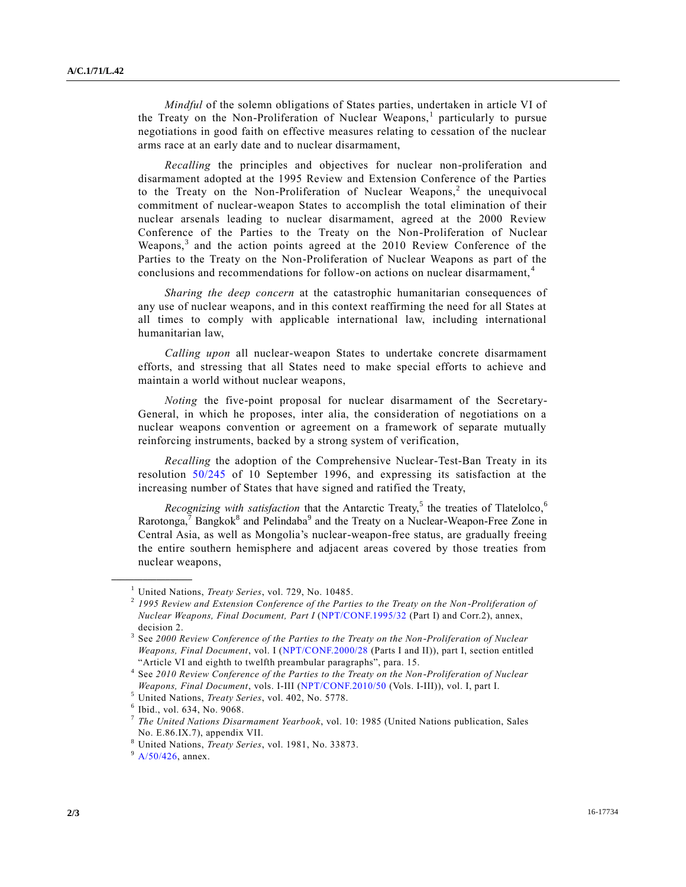*Mindful* of the solemn obligations of States parties, undertaken in article VI of the Treaty on the Non-Proliferation of Nuclear Weapons,[1] particularly to pursue negotiations in good faith on effective measures relating to cessation of the nuclear arms race at an early date and to nuclear disarmament,

*Recalling* the principles and objectives for nuclear non-proliferation and disarmament adopted at the 1995 Review and Extension Conference of the Parties to the Treaty on the Non-Proliferation of Nuclear Weapons,[2] the unequivocal commitment of nuclear-weapon States to accomplish the total elimination of their nuclear arsenals leading to nuclear disarmament, agreed at the 2000 Review Conference of the Parties to the Treaty on the Non-Proliferation of Nuclear Weapons,[3] and the action points agreed at the 2010 Review Conference of the Parties to the Treaty on the Non-Proliferation of Nuclear Weapons as part of the conclusions and recommendations for follow-on actions on nuclear disarmament,[4]

*Sharing the deep concern* at the catastrophic humanitarian consequences of any use of nuclear weapons, and in this context reaffirming the need for all States at all times to comply with applicable international law, including international humanitarian law,

*Calling upon* all nuclear-weapon States to undertake concrete disarmament efforts, and stressing that all States need to make special efforts to achieve and maintain a world without nuclear weapons,

*Noting* the five-point proposal for nuclear disarmament of the Secretary-General, in which he proposes, inter alia, the consideration of negotiations on a nuclear weapons convention or agreement on a framework of separate mutually reinforcing instruments, backed by a strong system of verification,

*Recalling* the adoption of the Comprehensive Nuclear-Test-Ban Treaty in its resolution 50/245 of 10 September 1996, and expressing its satisfaction at the increasing number of States that have signed and ratified the Treaty,

*Recognizing with satisfaction* that the Antarctic Treaty,[5] the treaties of Tlatelolco,[6] Rarotonga,[7] Bangkok[8] and Pelindaba[9] and the Treaty on a Nuclear-Weapon-Free Zone in Central Asia, as well as Mongolia's nuclear-weapon-free status, are gradually freeing the entire southern hemisphere and adjacent areas covered by those treaties from nuclear weapons,

---

[1] United Nations, *Treaty Series*, vol. 729, No. 10485.

[2] *1995 Review and Extension Conference of the Parties to the Treaty on the Non-Proliferation of Nuclear Weapons, Final Document, Part I* (NPT/CONF.1995/32 (Part I) and Corr.2), annex, decision 2.

[3] See *2000 Review Conference of the Parties to the Treaty on the Non-Proliferation of Nuclear Weapons, Final Document*, vol. I (NPT/CONF.2000/28 (Parts I and II)), part I, section entitled "Article VI and eighth to twelfth preambular paragraphs", para. 15.

[4] See *2010 Review Conference of the Parties to the Treaty on the Non-Proliferation of Nuclear Weapons, Final Document*, vols. I-III (NPT/CONF.2010/50 (Vols. I-III)), vol. I, part I.

[5] United Nations, *Treaty Series*, vol. 402, No. 5778.

[6] Ibid., vol. 634, No. 9068.

[7] *The United Nations Disarmament Yearbook*, vol. 10: 1985 (United Nations publication, Sales No. E.86.IX.7), appendix VII.

[8] United Nations, *Treaty Series*, vol. 1981, No. 33873.

[9] A/50/426, annex.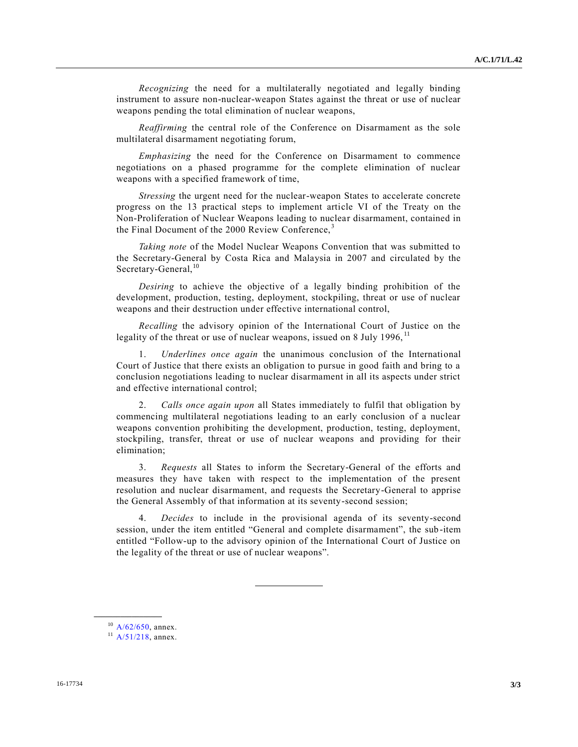*Recognizing* the need for a multilaterally negotiated and legally binding instrument to assure non-nuclear-weapon States against the threat or use of nuclear weapons pending the total elimination of nuclear weapons,

*Reaffirming* the central role of the Conference on Disarmament as the sole multilateral disarmament negotiating forum,

*Emphasizing* the need for the Conference on Disarmament to commence negotiations on a phased programme for the complete elimination of nuclear weapons with a specified framework of time,

*Stressing* the urgent need for the nuclear-weapon States to accelerate concrete progress on the 13 practical steps to implement article VI of the Treaty on the Non-Proliferation of Nuclear Weapons leading to nuclear disarmament, contained in the Final Document of the 2000 Review Conference,[3]

*Taking note* of the Model Nuclear Weapons Convention that was submitted to the Secretary-General by Costa Rica and Malaysia in 2007 and circulated by the Secretary-General,[10]

*Desiring* to achieve the objective of a legally binding prohibition of the development, production, testing, deployment, stockpiling, threat or use of nuclear weapons and their destruction under effective international control,

*Recalling* the advisory opinion of the International Court of Justice on the legality of the threat or use of nuclear weapons, issued on 8 July 1996,[11]

1. *Underlines once again* the unanimous conclusion of the International Court of Justice that there exists an obligation to pursue in good faith and bring to a conclusion negotiations leading to nuclear disarmament in all its aspects under strict and effective international control;

2. *Calls once again upon* all States immediately to fulfil that obligation by commencing multilateral negotiations leading to an early conclusion of a nuclear weapons convention prohibiting the development, production, testing, deployment, stockpiling, transfer, threat or use of nuclear weapons and providing for their elimination;

3. *Requests* all States to inform the Secretary-General of the efforts and measures they have taken with respect to the implementation of the present resolution and nuclear disarmament, and requests the Secretary-General to apprise the General Assembly of that information at its seventy-second session;

4. *Decides* to include in the provisional agenda of its seventy-second session, under the item entitled "General and complete disarmament", the sub-item entitled "Follow-up to the advisory opinion of the International Court of Justice on the legality of the threat or use of nuclear weapons".

---

[10] A/62/650, annex.

[11] A/51/218, annex.